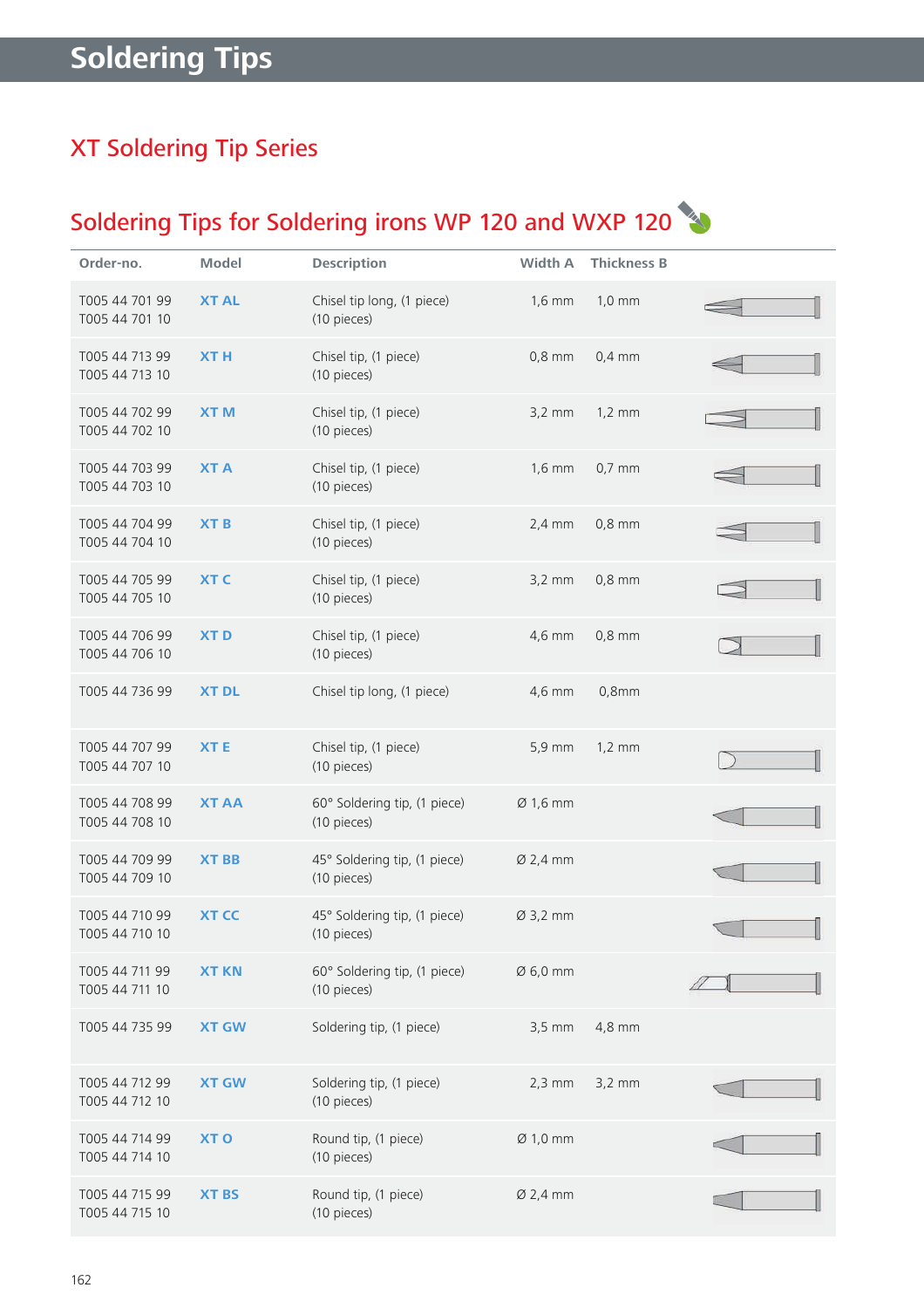# Soldering Tips

## XT Soldering Tip Series

## Soldering Tips for Soldering irons WP 120 and WXP 120

| Order-no. | Model | Description | Width A | Thickness B |
|---|---|---|---|---|
| T005 44 701 99<br>T005 44 701 10 | XT AL | Chisel tip long, (1 piece)<br>(10 pieces) | 1,6 mm | 1,0 mm |
| T005 44 713 99<br>T005 44 713 10 | XT H | Chisel tip, (1 piece)<br>(10 pieces) | 0,8 mm | 0,4 mm |
| T005 44 702 99<br>T005 44 702 10 | XT M | Chisel tip, (1 piece)<br>(10 pieces) | 3,2 mm | 1,2 mm |
| T005 44 703 99<br>T005 44 703 10 | XT A | Chisel tip, (1 piece)<br>(10 pieces) | 1,6 mm | 0,7 mm |
| T005 44 704 99<br>T005 44 704 10 | XT B | Chisel tip, (1 piece)<br>(10 pieces) | 2,4 mm | 0,8 mm |
| T005 44 705 99<br>T005 44 705 10 | XT C | Chisel tip, (1 piece)<br>(10 pieces) | 3,2 mm | 0,8 mm |
| T005 44 706 99<br>T005 44 706 10 | XT D | Chisel tip, (1 piece)<br>(10 pieces) | 4,6 mm | 0,8 mm |
| T005 44 736 99 | XT DL | Chisel tip long, (1 piece) | 4,6 mm | 0,8mm |
| T005 44 707 99<br>T005 44 707 10 | XT E | Chisel tip, (1 piece)<br>(10 pieces) | 5,9 mm | 1,2 mm |
| T005 44 708 99<br>T005 44 708 10 | XT AA | 60° Soldering tip, (1 piece)<br>(10 pieces) | Ø 1,6 mm | |
| T005 44 709 99<br>T005 44 709 10 | XT BB | 45° Soldering tip, (1 piece)<br>(10 pieces) | Ø 2,4 mm | |
| T005 44 710 99<br>T005 44 710 10 | XT CC | 45° Soldering tip, (1 piece)<br>(10 pieces) | Ø 3,2 mm | |
| T005 44 711 99<br>T005 44 711 10 | XT KN | 60° Soldering tip, (1 piece)<br>(10 pieces) | Ø 6,0 mm | |
| T005 44 735 99 | XT GW | Soldering tip, (1 piece) | 3,5 mm | 4,8 mm |
| T005 44 712 99<br>T005 44 712 10 | XT GW | Soldering tip, (1 piece)<br>(10 pieces) | 2,3 mm | 3,2 mm |
| T005 44 714 99<br>T005 44 714 10 | XT O | Round tip, (1 piece)<br>(10 pieces) | Ø 1,0 mm | |
| T005 44 715 99<br>T005 44 715 10 | XT BS | Round tip, (1 piece)<br>(10 pieces) | Ø 2,4 mm | |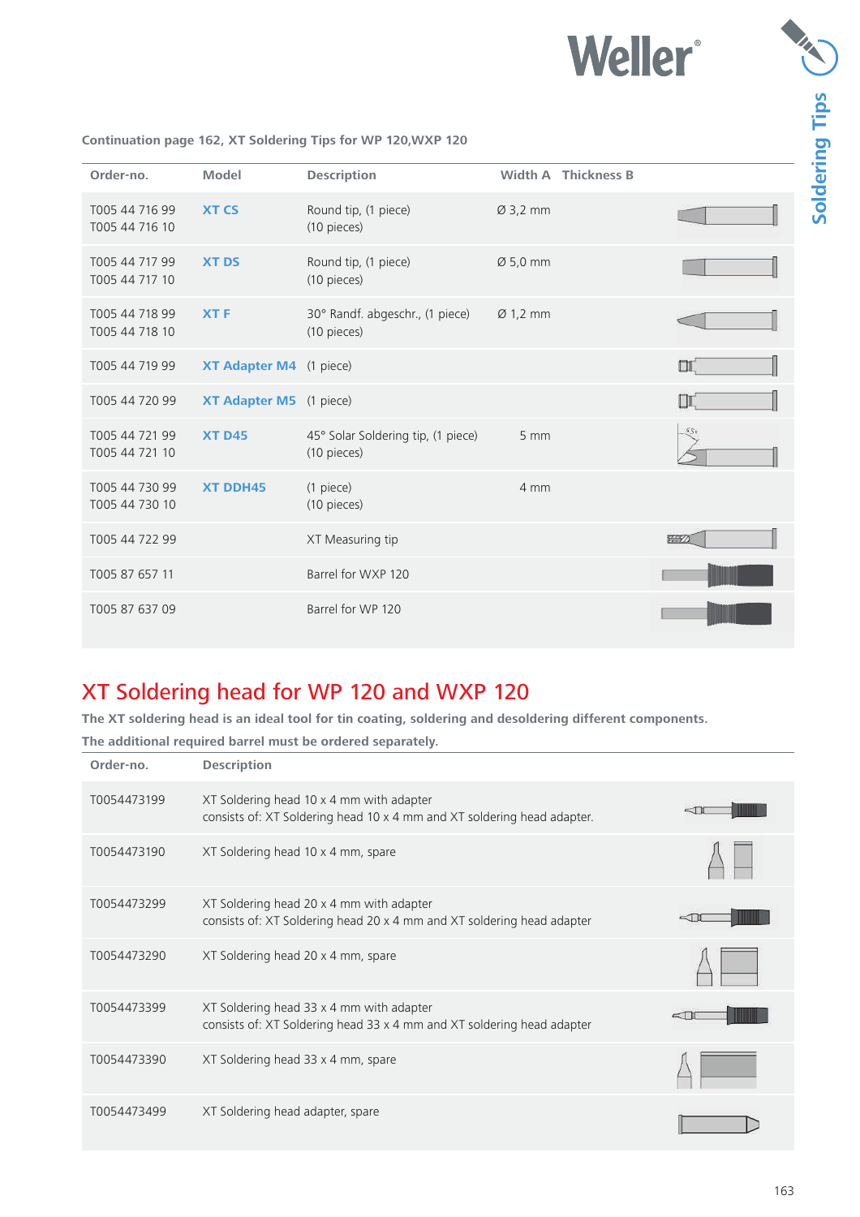Continuation page 162, XT Soldering Tips for WP 120,WXP 120

| Order-no. | Model | Description | Width A | Thickness B |
|---|---|---|---|---|
| T005 44 716 99<br>T005 44 716 10 | **XT CS** | Round tip, (1 piece)<br>(10 pieces) | Ø 3,2 mm | |
| T005 44 717 99<br>T005 44 717 10 | **XT DS** | Round tip, (1 piece)<br>(10 pieces) | Ø 5,0 mm | |
| T005 44 718 99<br>T005 44 718 10 | **XT F** | 30° Randf. abgeschr., (1 piece)<br>(10 pieces) | Ø 1,2 mm | |
| T005 44 719 99 | **XT Adapter M4** | (1 piece) | | |
| T005 44 720 99 | **XT Adapter M5** | (1 piece) | | |
| T005 44 721 99<br>T005 44 721 10 | **XT D45** | 45° Solar Soldering tip, (1 piece)<br>(10 pieces) | 5 mm | |
| T005 44 730 99<br>T005 44 730 10 | **XT DDH45** | (1 piece)<br>(10 pieces) | 4 mm | |
| T005 44 722 99 | | XT Measuring tip | | |
| T005 87 657 11 | | Barrel for WXP 120 | | |
| T005 87 637 09 | | Barrel for WP 120 | | |

# XT Soldering head for WP 120 and WXP 120

**The XT soldering head is an ideal tool for tin coating, soldering and desoldering different components.**

**The additional required barrel must be ordered separately.**

| Order-no. | Description |
|---|---|
| T0054473199 | XT Soldering head 10 x 4 mm with adapter<br>consists of: XT Soldering head 10 x 4 mm and XT soldering head adapter. |
| T0054473190 | XT Soldering head 10 x 4 mm, spare |
| T0054473299 | XT Soldering head 20 x 4 mm with adapter<br>consists of: XT Soldering head 20 x 4 mm and XT soldering head adapter |
| T0054473290 | XT Soldering head 20 x 4 mm, spare |
| T0054473399 | XT Soldering head 33 x 4 mm with adapter<br>consists of: XT Soldering head 33 x 4 mm and XT soldering head adapter |
| T0054473390 | XT Soldering head 33 x 4 mm, spare |
| T0054473499 | XT Soldering head adapter, spare |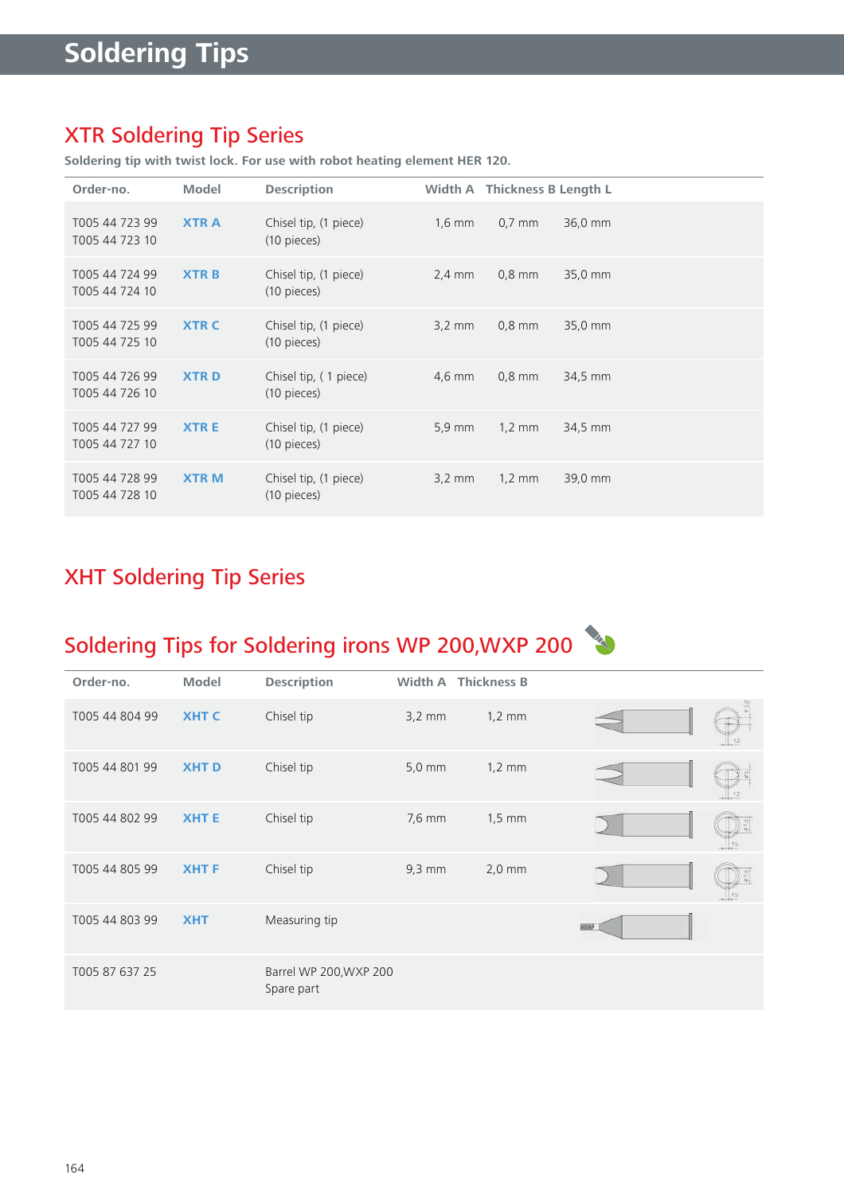# Soldering Tips

## XTR Soldering Tip Series

**Soldering tip with twist lock. For use with robot heating element HER 120.**

| Order-no. | Model | Description | Width A | Thickness B | Length L |
|---|---|---|---|---|---|
| T005 44 723 99<br>T005 44 723 10 | **XTR A** | Chisel tip, (1 piece)<br>(10 pieces) | 1,6 mm | 0,7 mm | 36,0 mm |
| T005 44 724 99<br>T005 44 724 10 | **XTR B** | Chisel tip, (1 piece)<br>(10 pieces) | 2,4 mm | 0,8 mm | 35,0 mm |
| T005 44 725 99<br>T005 44 725 10 | **XTR C** | Chisel tip, (1 piece)<br>(10 pieces) | 3,2 mm | 0,8 mm | 35,0 mm |
| T005 44 726 99<br>T005 44 726 10 | **XTR D** | Chisel tip, ( 1 piece)<br>(10 pieces) | 4,6 mm | 0,8 mm | 34,5 mm |
| T005 44 727 99<br>T005 44 727 10 | **XTR E** | Chisel tip, (1 piece)<br>(10 pieces) | 5,9 mm | 1,2 mm | 34,5 mm |
| T005 44 728 99<br>T005 44 728 10 | **XTR M** | Chisel tip, (1 piece)<br>(10 pieces) | 3,2 mm | 1,2 mm | 39,0 mm |

## XHT Soldering Tip Series

## Soldering Tips for Soldering irons WP 200,WXP 200

| Order-no. | Model | Description | Width A | Thickness B |
|---|---|---|---|---|
| T005 44 804 99 | **XHT C** | Chisel tip | 3,2 mm | 1,2 mm |
| T005 44 801 99 | **XHT D** | Chisel tip | 5,0 mm | 1,2 mm |
| T005 44 802 99 | **XHT E** | Chisel tip | 7,6 mm | 1,5 mm |
| T005 44 805 99 | **XHT F** | Chisel tip | 9,3 mm | 2,0 mm |
| T005 44 803 99 | **XHT** | Measuring tip | | |
| T005 87 637 25 | | Barrel WP 200,WXP 200<br>Spare part | | |